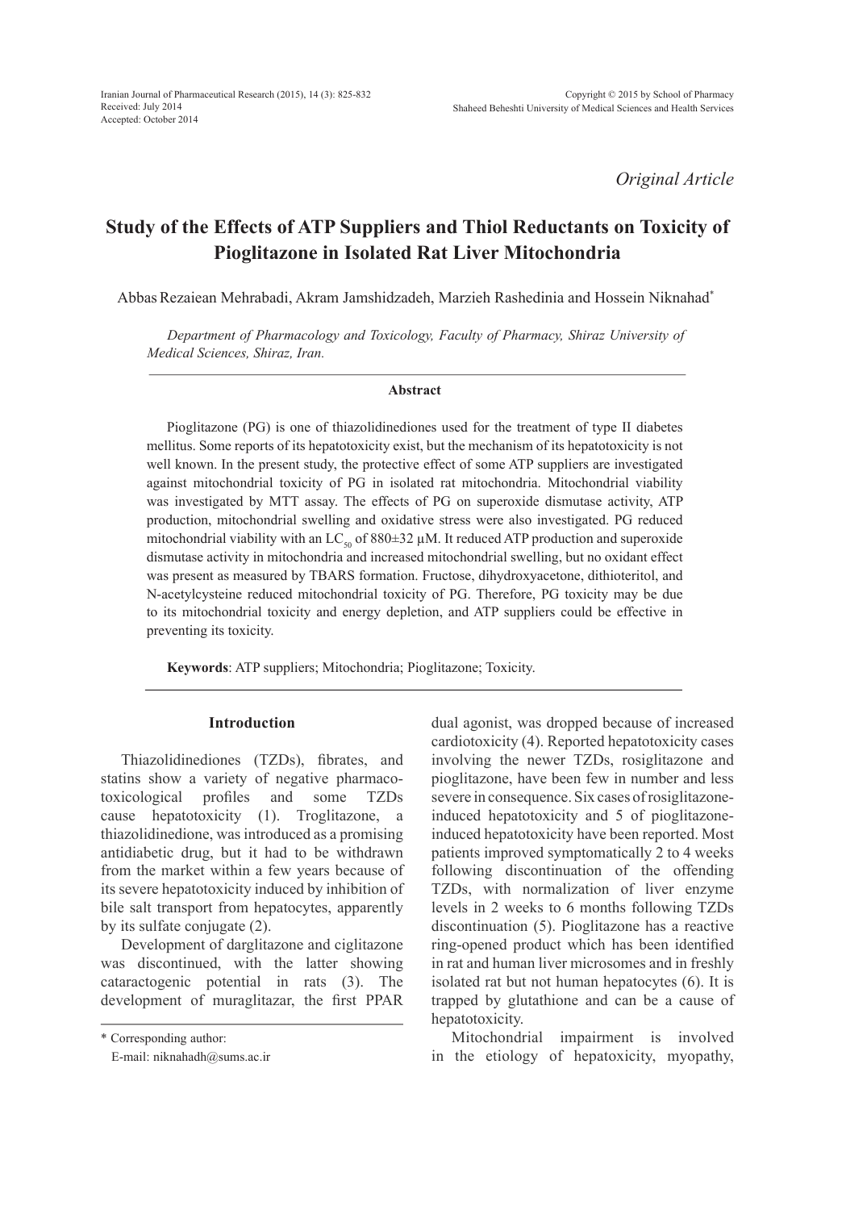*Original Article*

# Study of the Effects of ATP Suppliers and Thiol Reductants on Toxicity of Pioglitazone in Isolated Rat Liver Mitochondria

Abbas Rezaiean Mehrabadi, Akram Jamshidzadeh, Marzieh Rashedinia and Hossein Niknahad*

*Department of Pharmacology and Toxicology, Faculty of Pharmacy, Shiraz University of Medical Sciences, Shiraz, Iran.*

## Abstract

Pioglitazone (PG) is one of thiazolidinediones used for the treatment of type II diabetes mellitus. Some reports of its hepatotoxicity exist, but the mechanism of its hepatotoxicity is not well known. In the present study, the protective effect of some ATP suppliers are investigated against mitochondrial toxicity of PG in isolated rat mitochondria. Mitochondrial viability was investigated by MTT assay. The effects of PG on superoxide dismutase activity, ATP production, mitochondrial swelling and oxidative stress were also investigated. PG reduced mitochondrial viability with an $LC_{50}$ of 880±32 μM. It reduced ATP production and superoxide dismutase activity in mitochondria and increased mitochondrial swelling, but no oxidant effect was present as measured by TBARS formation. Fructose, dihydroxyacetone, dithioteritol, and N-acetylcysteine reduced mitochondrial toxicity of PG. Therefore, PG toxicity may be due to its mitochondrial toxicity and energy depletion, and ATP suppliers could be effective in preventing its toxicity.

**Keywords**: ATP suppliers; Mitochondria; Pioglitazone; Toxicity.

## Introduction

Thiazolidinediones (TZDs), fibrates, and statins show a variety of negative pharmaco-toxicological profiles and some TZDs cause hepatotoxicity (1). Troglitazone, a thiazolidinedione, was introduced as a promising antidiabetic drug, but it had to be withdrawn from the market within a few years because of its severe hepatotoxicity induced by inhibition of bile salt transport from hepatocytes, apparently by its sulfate conjugate (2).

Development of darglitazone and ciglitazone was discontinued, with the latter showing cataractogenic potential in rats (3). The development of muraglitazar, the first PPAR dual agonist, was dropped because of increased cardiotoxicity (4). Reported hepatotoxicity cases involving the newer TZDs, rosiglitazone and pioglitazone, have been few in number and less severe in consequence. Six cases of rosiglitazone-induced hepatotoxicity and 5 of pioglitazone-induced hepatotoxicity have been reported. Most patients improved symptomatically 2 to 4 weeks following discontinuation of the offending TZDs, with normalization of liver enzyme levels in 2 weeks to 6 months following TZDs discontinuation (5). Pioglitazone has a reactive ring-opened product which has been identified in rat and human liver microsomes and in freshly isolated rat but not human hepatocytes (6). It is trapped by glutathione and can be a cause of hepatotoxicity.

Mitochondrial impairment is involved in the etiology of hepatotoxicity, myopathy,

\* Corresponding author:
E-mail: niknahadh@sums.ac.ir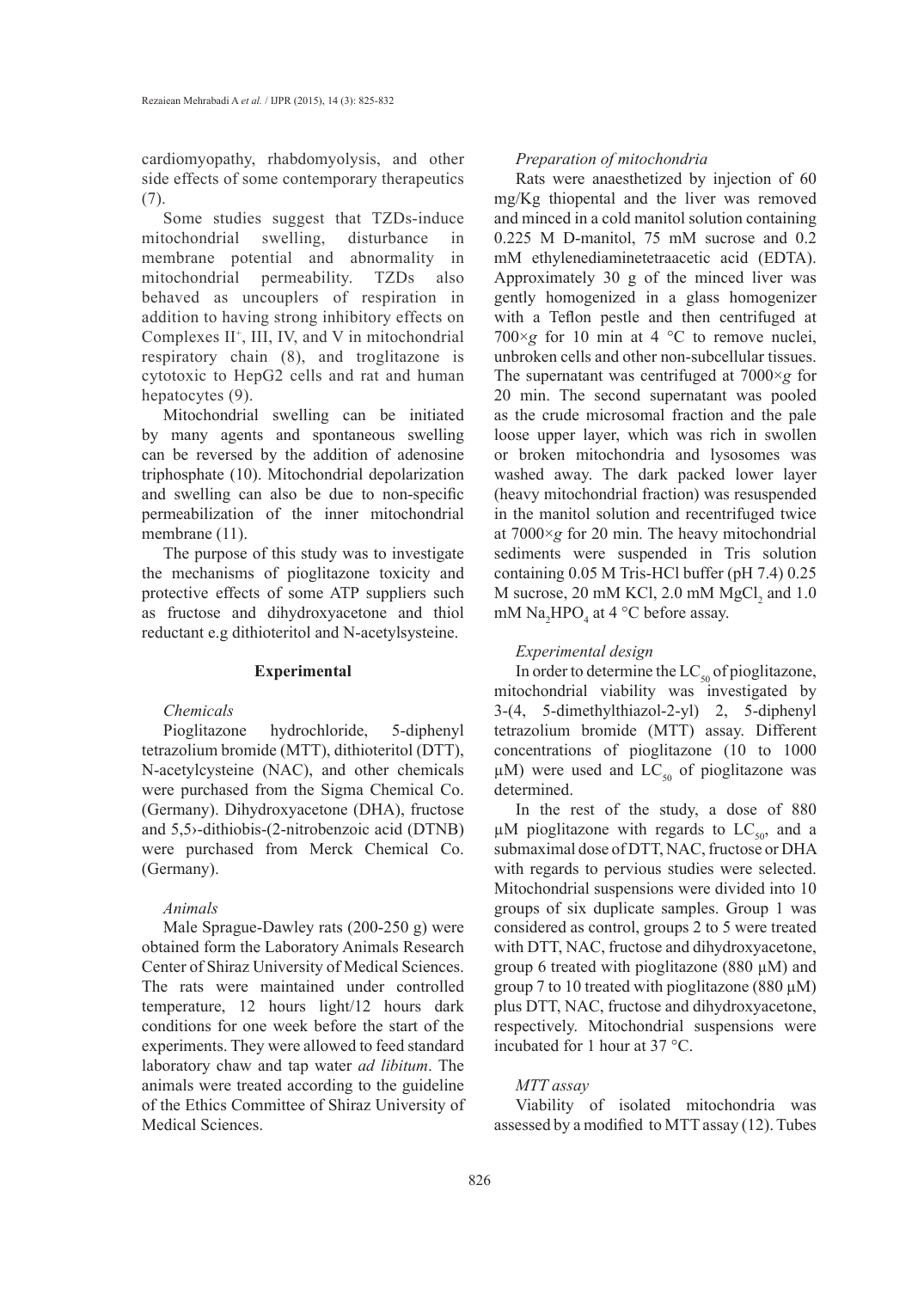cardiomyopathy, rhabdomyolysis, and other side effects of some contemporary therapeutics (7).

Some studies suggest that TZDs-induce mitochondrial swelling, disturbance in membrane potential and abnormality in mitochondrial permeability. TZDs also behaved as uncouplers of respiration in addition to having strong inhibitory effects on Complexes $II^+$, III, IV, and V in mitochondrial respiratory chain (8), and troglitazone is cytotoxic to HepG2 cells and rat and human hepatocytes (9).

Mitochondrial swelling can be initiated by many agents and spontaneous swelling can be reversed by the addition of adenosine triphosphate (10). Mitochondrial depolarization and swelling can also be due to non-specific permeabilization of the inner mitochondrial membrane (11).

The purpose of this study was to investigate the mechanisms of pioglitazone toxicity and protective effects of some ATP suppliers such as fructose and dihydroxyacetone and thiol reductant e.g dithioteritol and N-acetylsysteine.

## Experimental

*Chemicals*

Pioglitazone hydrochloride, 5-diphenyl tetrazolium bromide (MTT), dithioteritol (DTT), N-acetylcysteine (NAC), and other chemicals were purchased from the Sigma Chemical Co. (Germany). Dihydroxyacetone (DHA), fructose and 5,5›-dithiobis-(2-nitrobenzoic acid (DTNB) were purchased from Merck Chemical Co. (Germany).

*Animals*

Male Sprague-Dawley rats (200-250 g) were obtained form the Laboratory Animals Research Center of Shiraz University of Medical Sciences. The rats were maintained under controlled temperature, 12 hours light/12 hours dark conditions for one week before the start of the experiments. They were allowed to feed standard laboratory chaw and tap water *ad libitum*. The animals were treated according to the guideline of the Ethics Committee of Shiraz University of Medical Sciences.

*Preparation of mitochondria*

Rats were anaesthetized by injection of 60 mg/Kg thiopental and the liver was removed and minced in a cold manitol solution containing 0.225 M D-manitol, 75 mM sucrose and 0.2 mM ethylenediaminetetraacetic acid (EDTA). Approximately 30 g of the minced liver was gently homogenized in a glass homogenizer with a Teflon pestle and then centrifuged at 700×*g* for 10 min at 4 °C to remove nuclei, unbroken cells and other non-subcellular tissues. The supernatant was centrifuged at 7000×*g* for 20 min. The second supernatant was pooled as the crude microsomal fraction and the pale loose upper layer, which was rich in swollen or broken mitochondria and lysosomes was washed away. The dark packed lower layer (heavy mitochondrial fraction) was resuspended in the manitol solution and recentrifuged twice at 7000×*g* for 20 min. The heavy mitochondrial sediments were suspended in Tris solution containing 0.05 M Tris-HCl buffer (pH 7.4) 0.25 M sucrose, 20 mM KCl, 2.0 mM $MgCl_2$ and 1.0 mM $Na_2HPO_4$ at 4 °C before assay.

*Experimental design*

In order to determine the $LC_{50}$ of pioglitazone, mitochondrial viability was investigated by 3-(4, 5-dimethylthiazol-2-yl) 2, 5-diphenyl tetrazolium bromide (MTT) assay. Different concentrations of pioglitazone (10 to 1000 µM) were used and $LC_{50}$ of pioglitazone was determined.

In the rest of the study, a dose of 880 µM pioglitazone with regards to $LC_{50}$, and a submaximal dose of DTT, NAC, fructose or DHA with regards to pervious studies were selected. Mitochondrial suspensions were divided into 10 groups of six duplicate samples. Group 1 was considered as control, groups 2 to 5 were treated with DTT, NAC, fructose and dihydroxyacetone, group 6 treated with pioglitazone (880 µM) and group 7 to 10 treated with pioglitazone (880 µM) plus DTT, NAC, fructose and dihydroxyacetone, respectively. Mitochondrial suspensions were incubated for 1 hour at 37 °C.

*MTT assay*

Viability of isolated mitochondria was assessed by a modified to MTT assay (12). Tubes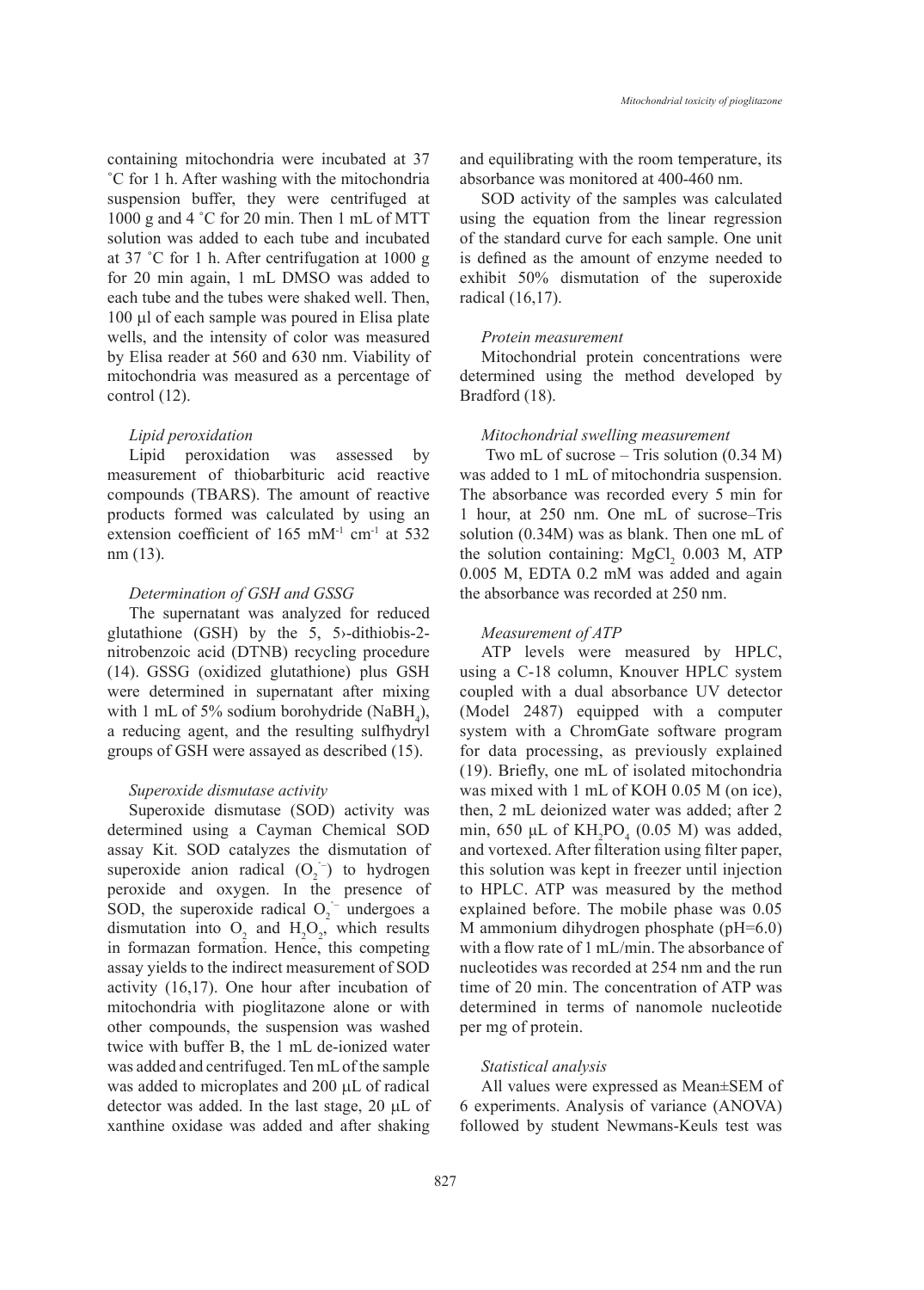containing mitochondria were incubated at 37 ˚C for 1 h. After washing with the mitochondria suspension buffer, they were centrifuged at 1000 g and 4 ˚C for 20 min. Then 1 mL of MTT solution was added to each tube and incubated at 37 ˚C for 1 h. After centrifugation at 1000 g for 20 min again, 1 mL DMSO was added to each tube and the tubes were shaked well. Then, 100 µl of each sample was poured in Elisa plate wells, and the intensity of color was measured by Elisa reader at 560 and 630 nm. Viability of mitochondria was measured as a percentage of control (12).

*Lipid peroxidation*

Lipid peroxidation was assessed by measurement of thiobarbituric acid reactive compounds (TBARS). The amount of reactive products formed was calculated by using an extension coefficient of 165 $mM^{-1}$ $cm^{-1}$ at 532 nm (13).

*Determination of GSH and GSSG*

The supernatant was analyzed for reduced glutathione (GSH) by the 5, 5›-dithiobis-2-nitrobenzoic acid (DTNB) recycling procedure (14). GSSG (oxidized glutathione) plus GSH were determined in supernatant after mixing with 1 mL of 5% sodium borohydride ($NaBH_4$), a reducing agent, and the resulting sulfhydryl groups of GSH were assayed as described (15).

*Superoxide dismutase activity*

Superoxide dismutase (SOD) activity was determined using a Cayman Chemical SOD assay Kit. SOD catalyzes the dismutation of superoxide anion radical ($O_2^{\cdot-}$) to hydrogen peroxide and oxygen. In the presence of SOD, the superoxide radical $O_2^{\cdot-}$ undergoes a dismutation into $O_2$ and $H_2O_2$, which results in formazan formation. Hence, this competing assay yields to the indirect measurement of SOD activity (16,17). One hour after incubation of mitochondria with pioglitazone alone or with other compounds, the suspension was washed twice with buffer B, the 1 mL de-ionized water was added and centrifuged. Ten mL of the sample was added to microplates and 200 µL of radical detector was added. In the last stage, 20 µL of xanthine oxidase was added and after shaking and equilibrating with the room temperature, its absorbance was monitored at 400-460 nm.

SOD activity of the samples was calculated using the equation from the linear regression of the standard curve for each sample. One unit is defined as the amount of enzyme needed to exhibit 50% dismutation of the superoxide radical (16,17).

*Protein measurement*

Mitochondrial protein concentrations were determined using the method developed by Bradford (18).

*Mitochondrial swelling measurement*

Two mL of sucrose – Tris solution (0.34 M) was added to 1 mL of mitochondria suspension. The absorbance was recorded every 5 min for 1 hour, at 250 nm. One mL of sucrose–Tris solution (0.34M) was as blank. Then one mL of the solution containing: $MgCl_2$ 0.003 M, ATP 0.005 M, EDTA 0.2 mM was added and again the absorbance was recorded at 250 nm.

*Measurement of ATP*

ATP levels were measured by HPLC, using a C-18 column, Knouver HPLC system coupled with a dual absorbance UV detector (Model 2487) equipped with a computer system with a ChromGate software program for data processing, as previously explained (19). Briefly, one mL of isolated mitochondria was mixed with 1 mL of KOH 0.05 M (on ice), then, 2 mL deionized water was added; after 2 min, 650 µL of $KH_2PO_4$ (0.05 M) was added, and vortexed. After filteration using filter paper, this solution was kept in freezer until injection to HPLC. ATP was measured by the method explained before. The mobile phase was 0.05 M ammonium dihydrogen phosphate (pH=6.0) with a flow rate of 1 mL/min. The absorbance of nucleotides was recorded at 254 nm and the run time of 20 min. The concentration of ATP was determined in terms of nanomole nucleotide per mg of protein.

*Statistical analysis*

All values were expressed as Mean±SEM of 6 experiments. Analysis of variance (ANOVA) followed by student Newmans-Keuls test was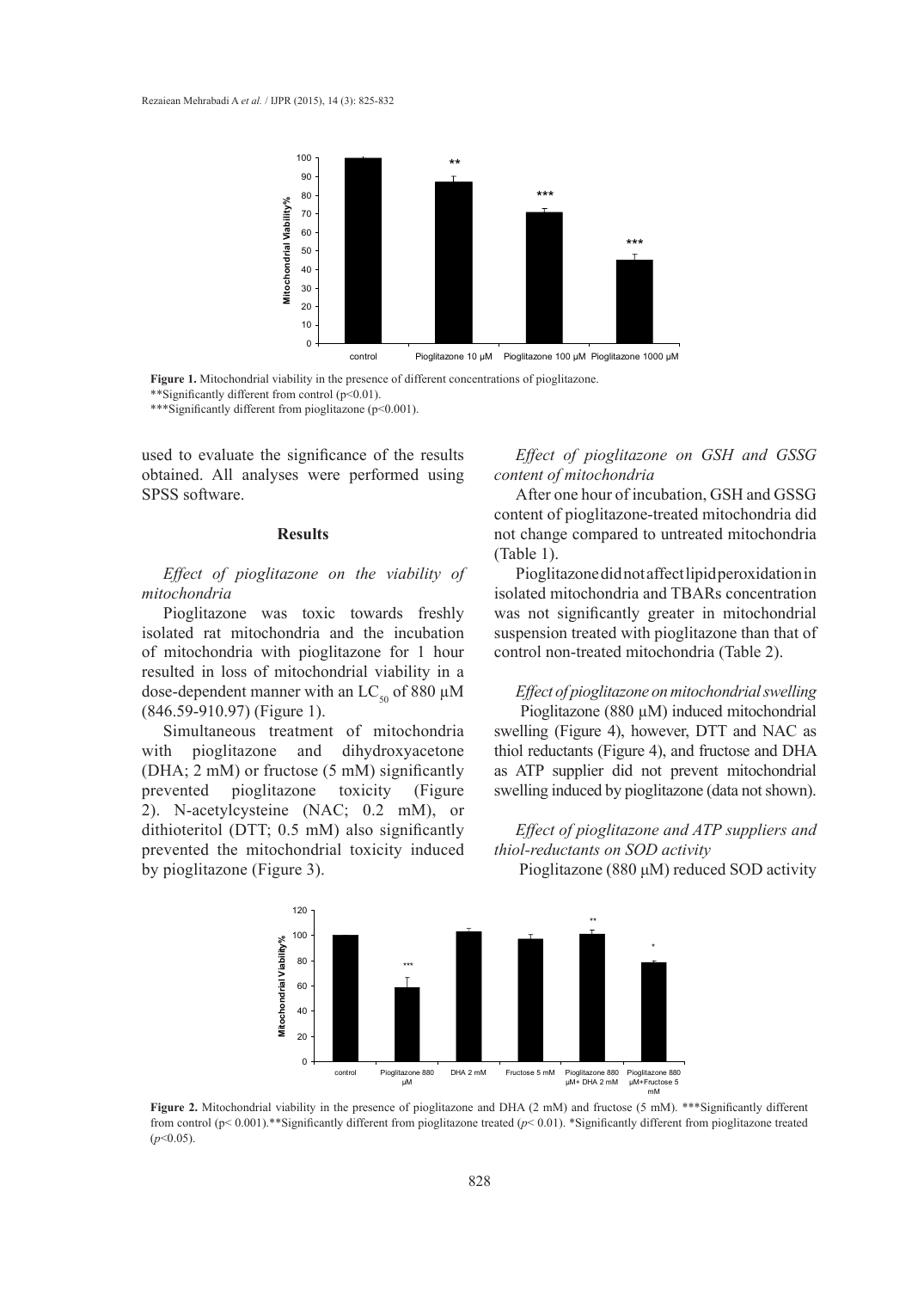**Figure 1.** Mitochondrial viability in the presence of different concentrations of pioglitazone.
**Significantly different from control ($p<0.01$).
***Significantly different from pioglitazone ($p<0.001$).

used to evaluate the significance of the results obtained. All analyses were performed using SPSS software.

## Results

### *Effect of pioglitazone on the viability of mitochondria*

Pioglitazone was toxic towards freshly isolated rat mitochondria and the incubation of mitochondria with pioglitazone for 1 hour resulted in loss of mitochondrial viability in a dose-dependent manner with an $LC_{50}$ of 880 µM (846.59-910.97) (Figure 1).

Simultaneous treatment of mitochondria with pioglitazone and dihydroxyacetone (DHA; 2 mM) or fructose (5 mM) significantly prevented pioglitazone toxicity (Figure 2). N-acetylcysteine (NAC; 0.2 mM), or dithioteritol (DTT; 0.5 mM) also significantly prevented the mitochondrial toxicity induced by pioglitazone (Figure 3).

### *Effect of pioglitazone on GSH and GSSG content of mitochondria*

After one hour of incubation, GSH and GSSG content of pioglitazone-treated mitochondria did not change compared to untreated mitochondria (Table 1).

Pioglitazone did not affect lipid peroxidation in isolated mitochondria and TBARs concentration was not significantly greater in mitochondrial suspension treated with pioglitazone than that of control non-treated mitochondria (Table 2).

### *Effect of pioglitazone on mitochondrial swelling*

Pioglitazone (880 µM) induced mitochondrial swelling (Figure 4), however, DTT and NAC as thiol reductants (Figure 4), and fructose and DHA as ATP supplier did not prevent mitochondrial swelling induced by pioglitazone (data not shown).

### *Effect of pioglitazone and ATP suppliers and thiol-reductants on SOD activity*

Pioglitazone (880 µM) reduced SOD activity

**Figure 2.** Mitochondrial viability in the presence of pioglitazone and DHA (2 mM) and fructose (5 mM). ***Significantly different from control ($p< 0.001$).**Significantly different from pioglitazone treated ($p< 0.01$). *Significantly different from pioglitazone treated ($p<0.05$).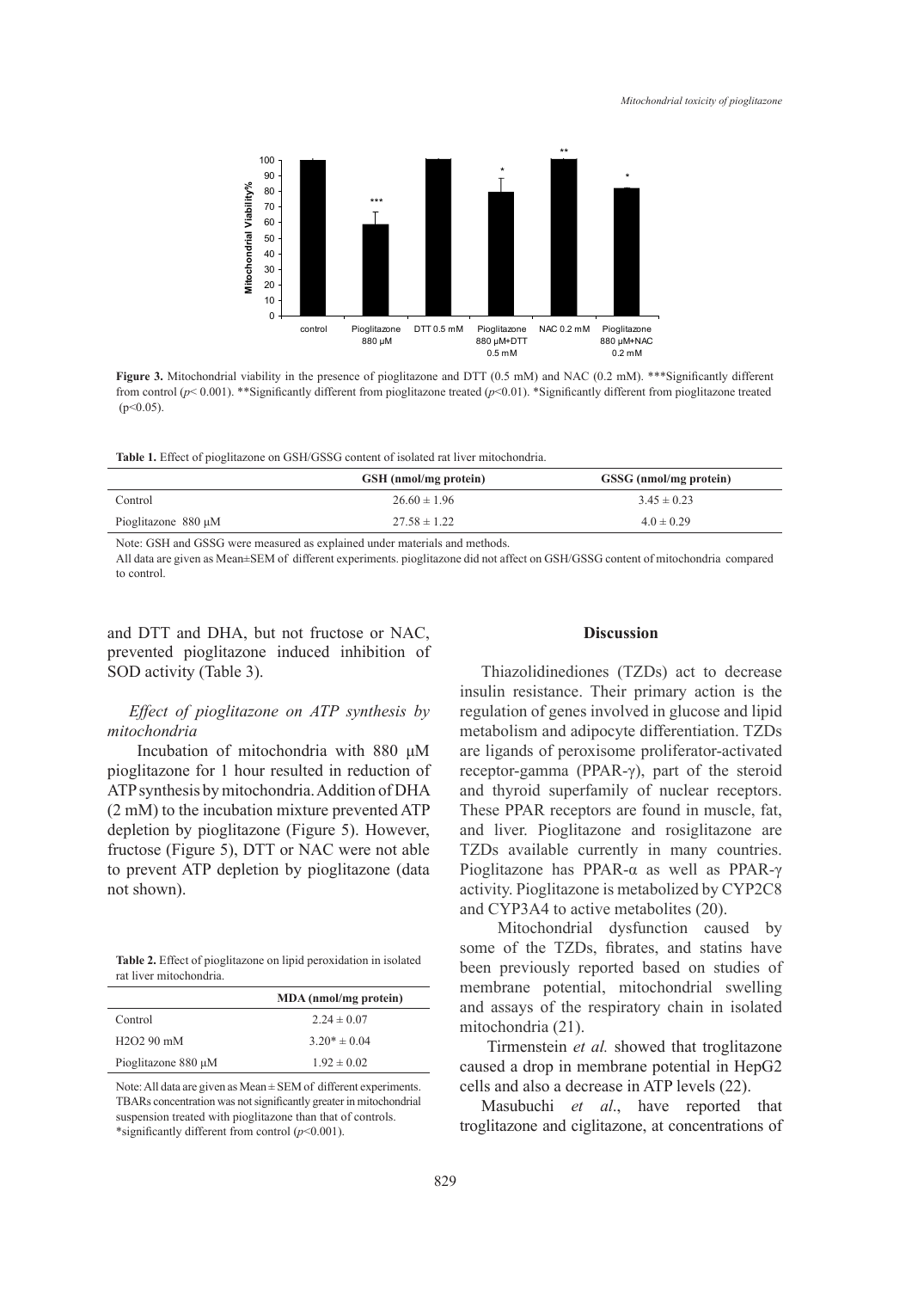**Figure 3.** Mitochondrial viability in the presence of pioglitazone and DTT (0.5 mM) and NAC (0.2 mM). ***Significantly different from control ($p< 0.001$). **Significantly different from pioglitazone treated ($p<0.01$). *Significantly different from pioglitazone treated ($p<0.05$).

**Table 1.** Effect of pioglitazone on GSH/GSSG content of isolated rat liver mitochondria.

| | GSH (nmol/mg protein) | GSSG (nmol/mg protein) |
|---|---|---|
| Control | 26.60 ± 1.96 | 3.45 ± 0.23 |
| Pioglitazone 880 μM | 27.58 ± 1.22 | 4.0 ± 0.29 |

Note: GSH and GSSG were measured as explained under materials and methods.
All data are given as Mean±SEM of different experiments. pioglitazone did not affect on GSH/GSSG content of mitochondria compared to control.

and DTT and DHA, but not fructose or NAC, prevented pioglitazone induced inhibition of SOD activity (Table 3).

*Effect of pioglitazone on ATP synthesis by mitochondria*

Incubation of mitochondria with 880 μM pioglitazone for 1 hour resulted in reduction of ATP synthesis by mitochondria. Addition of DHA (2 mM) to the incubation mixture prevented ATP depletion by pioglitazone (Figure 5). However, fructose (Figure 5), DTT or NAC were not able to prevent ATP depletion by pioglitazone (data not shown).

**Table 2.** Effect of pioglitazone on lipid peroxidation in isolated rat liver mitochondria.

| | MDA (nmol/mg protein) |
|---|---|
| Control | 2.24 ± 0.07 |
| $H_2O_2$ 90 mM | 3.20* ± 0.04 |
| Pioglitazone 880 μM | 1.92 ± 0.02 |

Note: All data are given as Mean ± SEM of different experiments. TBARs concentration was not significantly greater in mitochondrial suspension treated with pioglitazone than that of controls.
*significantly different from control ($p<0.001$).

## Discussion

Thiazolidinediones (TZDs) act to decrease insulin resistance. Their primary action is the regulation of genes involved in glucose and lipid metabolism and adipocyte differentiation. TZDs are ligands of peroxisome proliferator-activated receptor-gamma (PPAR-γ), part of the steroid and thyroid superfamily of nuclear receptors. These PPAR receptors are found in muscle, fat, and liver. Pioglitazone and rosiglitazone are TZDs available currently in many countries. Pioglitazone has PPAR-α as well as PPAR-γ activity. Pioglitazone is metabolized by CYP2C8 and CYP3A4 to active metabolites (20).

Mitochondrial dysfunction caused by some of the TZDs, fibrates, and statins have been previously reported based on studies of membrane potential, mitochondrial swelling and assays of the respiratory chain in isolated mitochondria (21).

Tirmenstein *et al.* showed that troglitazone caused a drop in membrane potential in HepG2 cells and also a decrease in ATP levels (22).

Masubuchi *et al*., have reported that troglitazone and ciglitazone, at concentrations of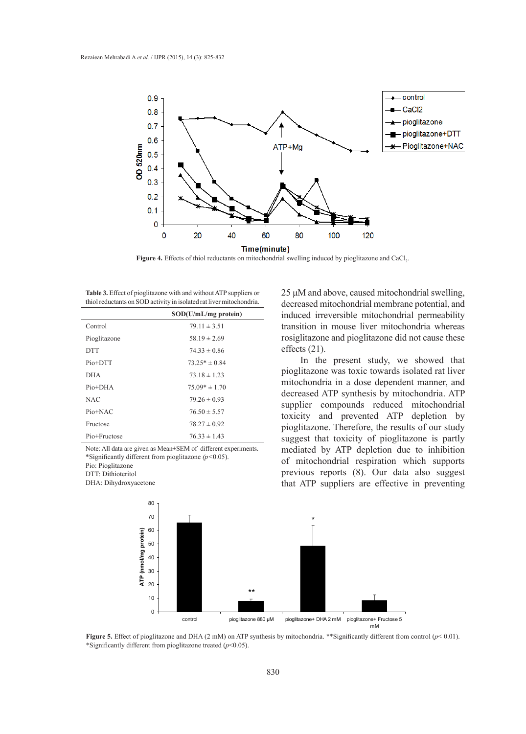Figure 4. Effects of thiol reductants on mitochondrial swelling induced by pioglitazone and $CaCl_2$.

Table 3. Effect of pioglitazone with and without ATP suppliers or thiol reductants on SOD activity in isolated rat liver mitochondria.

| | SOD(U/mL/mg protein) |
|---|---|
| Control | 79.11 ± 3.51 |
| Pioglitazone | 58.19 ± 2.69 |
| DTT | 74.33 ± 0.86 |
| Pio+DTT | 73.25* ± 0.84 |
| DHA | 73.18 ± 1.23 |
| Pio+DHA | 75.09* ± 1.70 |
| NAC | 79.26 ± 0.93 |
| Pio+NAC | 76.50 ± 5.57 |
| Fructose | 78.27 ± 0.92 |
| Pio+Fructose | 76.33 ± 1.43 |

Note: All data are given as Mean±SEM of different experiments.
*Significantly different from pioglitazone ($p<0.05$).
Pio: Pioglitazone
DTT: Dithioteritol
DHA: Dihydroxyacetone

25 μM and above, caused mitochondrial swelling, decreased mitochondrial membrane potential, and induced irreversible mitochondrial permeability transition in mouse liver mitochondria whereas rosiglitazone and pioglitazone did not cause these effects (21).

In the present study, we showed that pioglitazone was toxic towards isolated rat liver mitochondria in a dose dependent manner, and decreased ATP synthesis by mitochondria. ATP supplier compounds reduced mitochondrial toxicity and prevented ATP depletion by pioglitazone. Therefore, the results of our study suggest that toxicity of pioglitazone is partly mediated by ATP depletion due to inhibition of mitochondrial respiration which supports previous reports (8). Our data also suggest that ATP suppliers are effective in preventing

Figure 5. Effect of pioglitazone and DHA (2 mM) on ATP synthesis by mitochondria. **Significantly different from control ($p< 0.01$). *Significantly different from pioglitazone treated ($p<0.05$).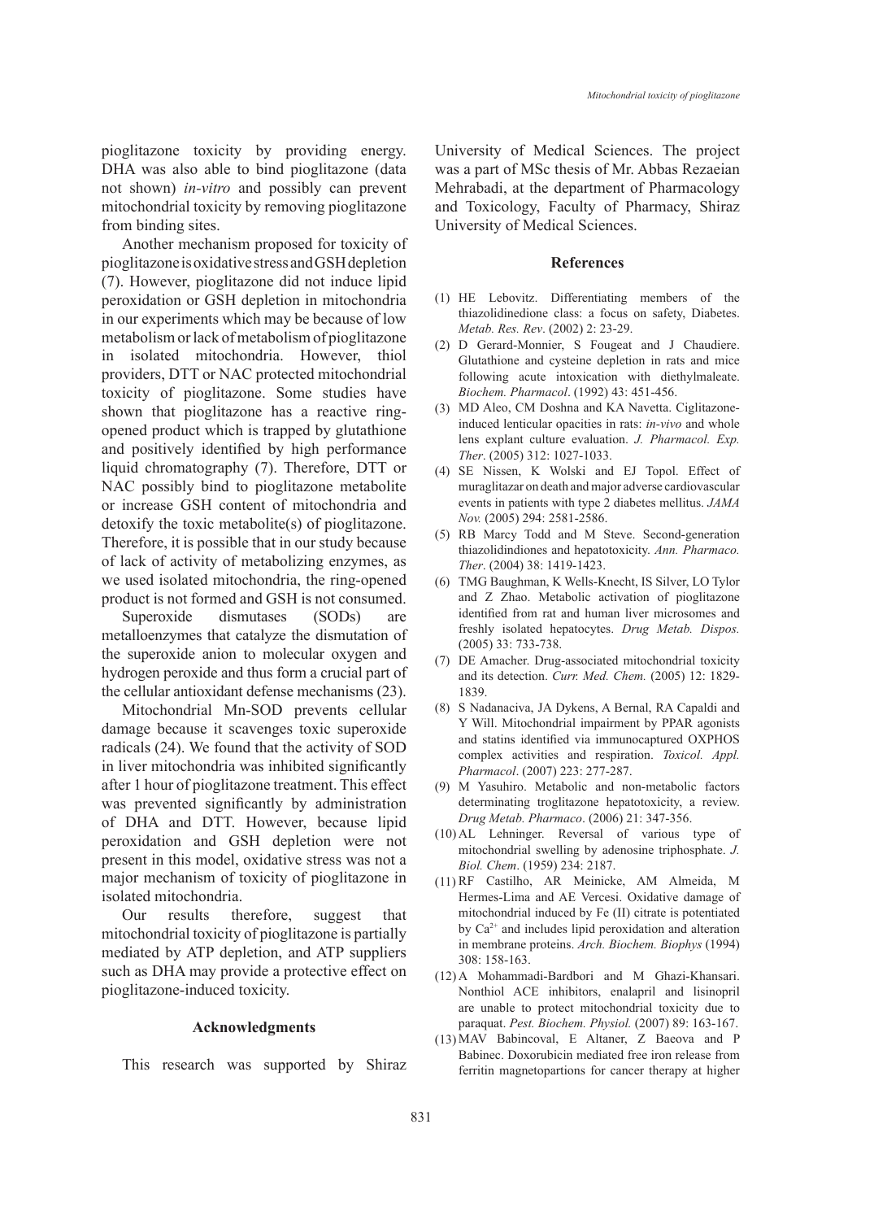pioglitazone toxicity by providing energy. DHA was also able to bind pioglitazone (data not shown) *in-vitro* and possibly can prevent mitochondrial toxicity by removing pioglitazone from binding sites.

Another mechanism proposed for toxicity of pioglitazone is oxidative stress and GSH depletion (7). However, pioglitazone did not induce lipid peroxidation or GSH depletion in mitochondria in our experiments which may be because of low metabolism or lack of metabolism of pioglitazone in isolated mitochondria. However, thiol providers, DTT or NAC protected mitochondrial toxicity of pioglitazone. Some studies have shown that pioglitazone has a reactive ring-opened product which is trapped by glutathione and positively identified by high performance liquid chromatography (7). Therefore, DTT or NAC possibly bind to pioglitazone metabolite or increase GSH content of mitochondria and detoxify the toxic metabolite(s) of pioglitazone. Therefore, it is possible that in our study because of lack of activity of metabolizing enzymes, as we used isolated mitochondria, the ring-opened product is not formed and GSH is not consumed.

Superoxide dismutases (SODs) are metalloenzymes that catalyze the dismutation of the superoxide anion to molecular oxygen and hydrogen peroxide and thus form a crucial part of the cellular antioxidant defense mechanisms (23).

Mitochondrial Mn-SOD prevents cellular damage because it scavenges toxic superoxide radicals (24). We found that the activity of SOD in liver mitochondria was inhibited significantly after 1 hour of pioglitazone treatment. This effect was prevented significantly by administration of DHA and DTT. However, because lipid peroxidation and GSH depletion were not present in this model, oxidative stress was not a major mechanism of toxicity of pioglitazone in isolated mitochondria.

Our results therefore, suggest that mitochondrial toxicity of pioglitazone is partially mediated by ATP depletion, and ATP suppliers such as DHA may provide a protective effect on pioglitazone-induced toxicity.

## Acknowledgments

This research was supported by Shiraz University of Medical Sciences. The project was a part of MSc thesis of Mr. Abbas Rezaeian Mehrabadi, at the department of Pharmacology and Toxicology, Faculty of Pharmacy, Shiraz University of Medical Sciences.

## References

(1) HE Lebovitz. Differentiating members of the thiazolidinedione class: a focus on safety, Diabetes. *Metab. Res. Rev*. (2002) 2: 23-29.

(2) D Gerard-Monnier, S Fougeat and J Chaudiere. Glutathione and cysteine depletion in rats and mice following acute intoxication with diethylmaleate. *Biochem. Pharmacol*. (1992) 43: 451-456.

(3) MD Aleo, CM Doshna and KA Navetta. Ciglitazone-induced lenticular opacities in rats: *in-vivo* and whole lens explant culture evaluation. *J. Pharmacol. Exp. Ther*. (2005) 312: 1027-1033.

(4) SE Nissen, K Wolski and EJ Topol. Effect of muraglitazar on death and major adverse cardiovascular events in patients with type 2 diabetes mellitus. *JAMA Nov.* (2005) 294: 2581-2586.

(5) RB Marcy Todd and M Steve. Second-generation thiazolidindiones and hepatotoxicity. *Ann. Pharmaco. Ther*. (2004) 38: 1419-1423.

(6) TMG Baughman, K Wells-Knecht, IS Silver, LO Tylor and Z Zhao. Metabolic activation of pioglitazone identified from rat and human liver microsomes and freshly isolated hepatocytes. *Drug Metab. Dispos.* (2005) 33: 733-738.

(7) DE Amacher. Drug-associated mitochondrial toxicity and its detection. *Curr. Med. Chem.* (2005) 12: 1829-1839.

(8) S Nadanaciva, JA Dykens, A Bernal, RA Capaldi and Y Will. Mitochondrial impairment by PPAR agonists and statins identified via immunocaptured OXPHOS complex activities and respiration. *Toxicol. Appl. Pharmacol*. (2007) 223: 277-287.

(9) M Yasuhiro. Metabolic and non-metabolic factors determinating troglitazone hepatotoxicity, a review. *Drug Metab. Pharmaco*. (2006) 21: 347-356.

(10) AL Lehninger. Reversal of various type of mitochondrial swelling by adenosine triphosphate. *J. Biol. Chem*. (1959) 234: 2187.

(11) RF Castilho, AR Meinicke, AM Almeida, M Hermes-Lima and AE Vercesi. Oxidative damage of mitochondrial induced by Fe (II) citrate is potentiated by $Ca^{2+}$ and includes lipid peroxidation and alteration in membrane proteins. *Arch. Biochem. Biophys* (1994) 308: 158-163.

(12) A Mohammadi-Bardbori and M Ghazi-Khansari. Nonthiol ACE inhibitors, enalapril and lisinopril are unable to protect mitochondrial toxicity due to paraquat. *Pest. Biochem. Physiol.* (2007) 89: 163-167.

(13) MAV Babincoval, E Altaner, Z Baeova and P Babinec. Doxorubicin mediated free iron release from ferritin magnetopartions for cancer therapy at higher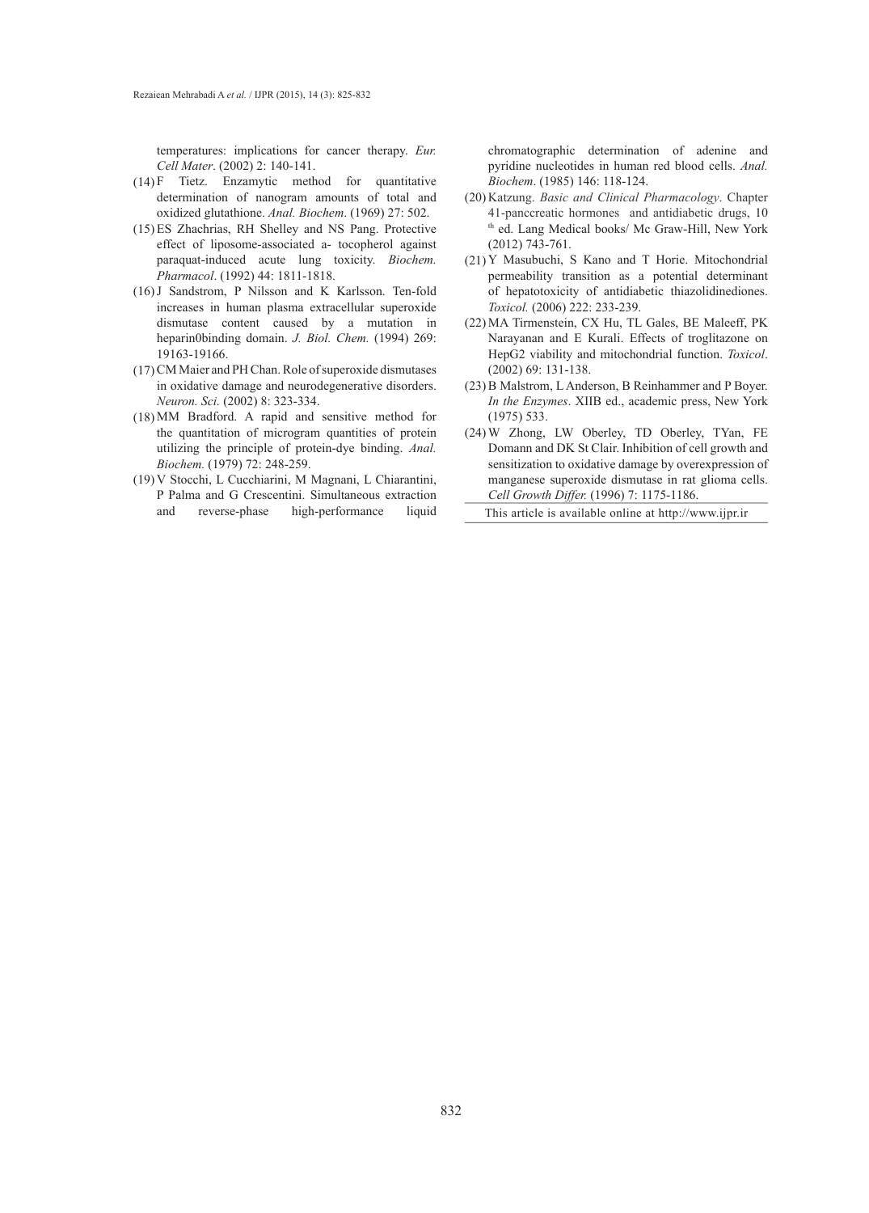temperatures: implications for cancer therapy. *Eur. Cell Mater*. (2002) 2: 140-141.

(14) F Tietz. Enzamytic method for quantitative determination of nanogram amounts of total and oxidized glutathione. *Anal. Biochem*. (1969) 27: 502.

(15) ES Zhachrias, RH Shelley and NS Pang. Protective effect of liposome-associated a- tocopherol against paraquat-induced acute lung toxicity. *Biochem. Pharmacol*. (1992) 44: 1811-1818.

(16) J Sandstrom, P Nilsson and K Karlsson. Ten-fold increases in human plasma extracellular superoxide dismutase content caused by a mutation in heparin0binding domain. *J. Biol. Chem.* (1994) 269: 19163-19166.

(17) CM Maier and PH Chan. Role of superoxide dismutases in oxidative damage and neurodegenerative disorders. *Neuron. Sci.* (2002) 8: 323-334.

(18) MM Bradford. A rapid and sensitive method for the quantitation of microgram quantities of protein utilizing the principle of protein-dye binding. *Anal. Biochem.* (1979) 72: 248-259.

(19) V Stocchi, L Cucchiarini, M Magnani, L Chiarantini, P Palma and G Crescentini. Simultaneous extraction and reverse-phase high-performance liquid chromatographic determination of adenine and pyridine nucleotides in human red blood cells. *Anal. Biochem*. (1985) 146: 118-124.

(20) Katzung. *Basic and Clinical Pharmacology*. Chapter 41-panccreatic hormones and antidiabetic drugs, 10 th ed. Lang Medical books/ Mc Graw-Hill, New York (2012) 743-761.

(21) Y Masubuchi, S Kano and T Horie. Mitochondrial permeability transition as a potential determinant of hepatotoxicity of antidiabetic thiazolidinediones. *Toxicol.* (2006) 222: 233-239.

(22) MA Tirmenstein, CX Hu, TL Gales, BE Maleeff, PK Narayanan and E Kurali. Effects of troglitazone on HepG2 viability and mitochondrial function. *Toxicol*. (2002) 69: 131-138.

(23) B Malstrom, L Anderson, B Reinhammer and P Boyer. *In the Enzymes*. XIIB ed., academic press, New York (1975) 533.

(24) W Zhong, LW Oberley, TD Oberley, TYan, FE Domann and DK St Clair. Inhibition of cell growth and sensitization to oxidative damage by overexpression of manganese superoxide dismutase in rat glioma cells. *Cell Growth Differ.* (1996) 7: 1175-1186.

This article is available online at http://www.ijpr.ir